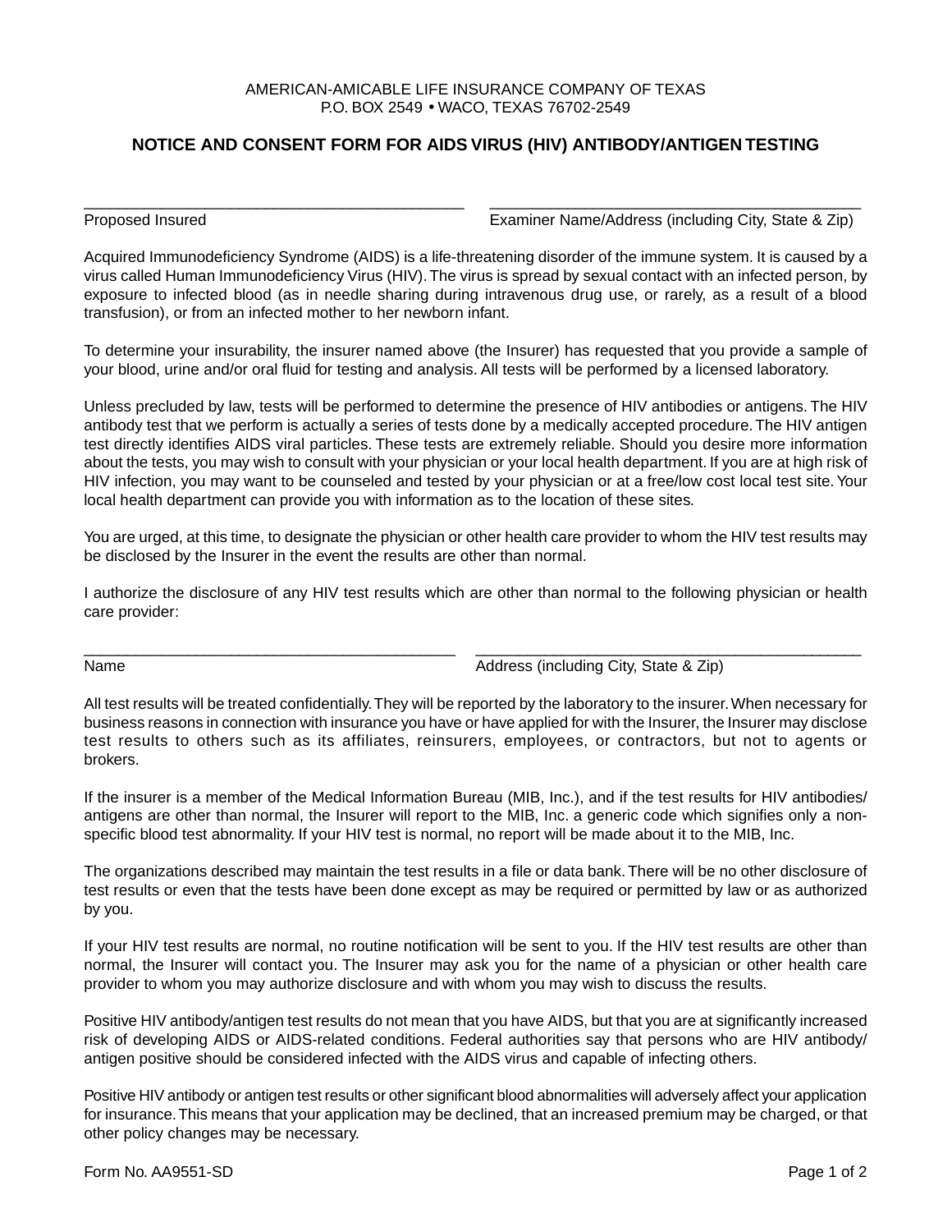AMERICAN-AMICABLE LIFE INSURANCE COMPANY OF TEXAS
P.O. BOX 2549 • WACO, TEXAS 76702-2549

## NOTICE AND CONSENT FORM FOR AIDS VIRUS (HIV) ANTIBODY/ANTIGEN TESTING

_____________________________________________ &nbsp;&nbsp;&nbsp; _____________________________________________
Proposed Insured &nbsp;&nbsp;&nbsp; Examiner Name/Address (including City, State & Zip)

Acquired Immunodeficiency Syndrome (AIDS) is a life-threatening disorder of the immune system. It is caused by a virus called Human Immunodeficiency Virus (HIV). The virus is spread by sexual contact with an infected person, by exposure to infected blood (as in needle sharing during intravenous drug use, or rarely, as a result of a blood transfusion), or from an infected mother to her newborn infant.

To determine your insurability, the insurer named above (the Insurer) has requested that you provide a sample of your blood, urine and/or oral fluid for testing and analysis. All tests will be performed by a licensed laboratory.

Unless precluded by law, tests will be performed to determine the presence of HIV antibodies or antigens. The HIV antibody test that we perform is actually a series of tests done by a medically accepted procedure. The HIV antigen test directly identifies AIDS viral particles. These tests are extremely reliable. Should you desire more information about the tests, you may wish to consult with your physician or your local health department. If you are at high risk of HIV infection, you may want to be counseled and tested by your physician or at a free/low cost local test site. Your local health department can provide you with information as to the location of these sites.

You are urged, at this time, to designate the physician or other health care provider to whom the HIV test results may be disclosed by the Insurer in the event the results are other than normal.

I authorize the disclosure of any HIV test results which are other than normal to the following physician or health care provider:

_____________________________________________ &nbsp;&nbsp;&nbsp; _____________________________________________
Name &nbsp;&nbsp;&nbsp; Address (including City, State & Zip)

All test results will be treated confidentially. They will be reported by the laboratory to the insurer. When necessary for business reasons in connection with insurance you have or have applied for with the Insurer, the Insurer may disclose test results to others such as its affiliates, reinsurers, employees, or contractors, but not to agents or brokers.

If the insurer is a member of the Medical Information Bureau (MIB, Inc.), and if the test results for HIV antibodies/antigens are other than normal, the Insurer will report to the MIB, Inc. a generic code which signifies only a non-specific blood test abnormality. If your HIV test is normal, no report will be made about it to the MIB, Inc.

The organizations described may maintain the test results in a file or data bank. There will be no other disclosure of test results or even that the tests have been done except as may be required or permitted by law or as authorized by you.

If your HIV test results are normal, no routine notification will be sent to you. If the HIV test results are other than normal, the Insurer will contact you. The Insurer may ask you for the name of a physician or other health care provider to whom you may authorize disclosure and with whom you may wish to discuss the results.

Positive HIV antibody/antigen test results do not mean that you have AIDS, but that you are at significantly increased risk of developing AIDS or AIDS-related conditions. Federal authorities say that persons who are HIV antibody/antigen positive should be considered infected with the AIDS virus and capable of infecting others.

Positive HIV antibody or antigen test results or other significant blood abnormalities will adversely affect your application for insurance. This means that your application may be declined, that an increased premium may be charged, or that other policy changes may be necessary.

Form No. AA9551-SD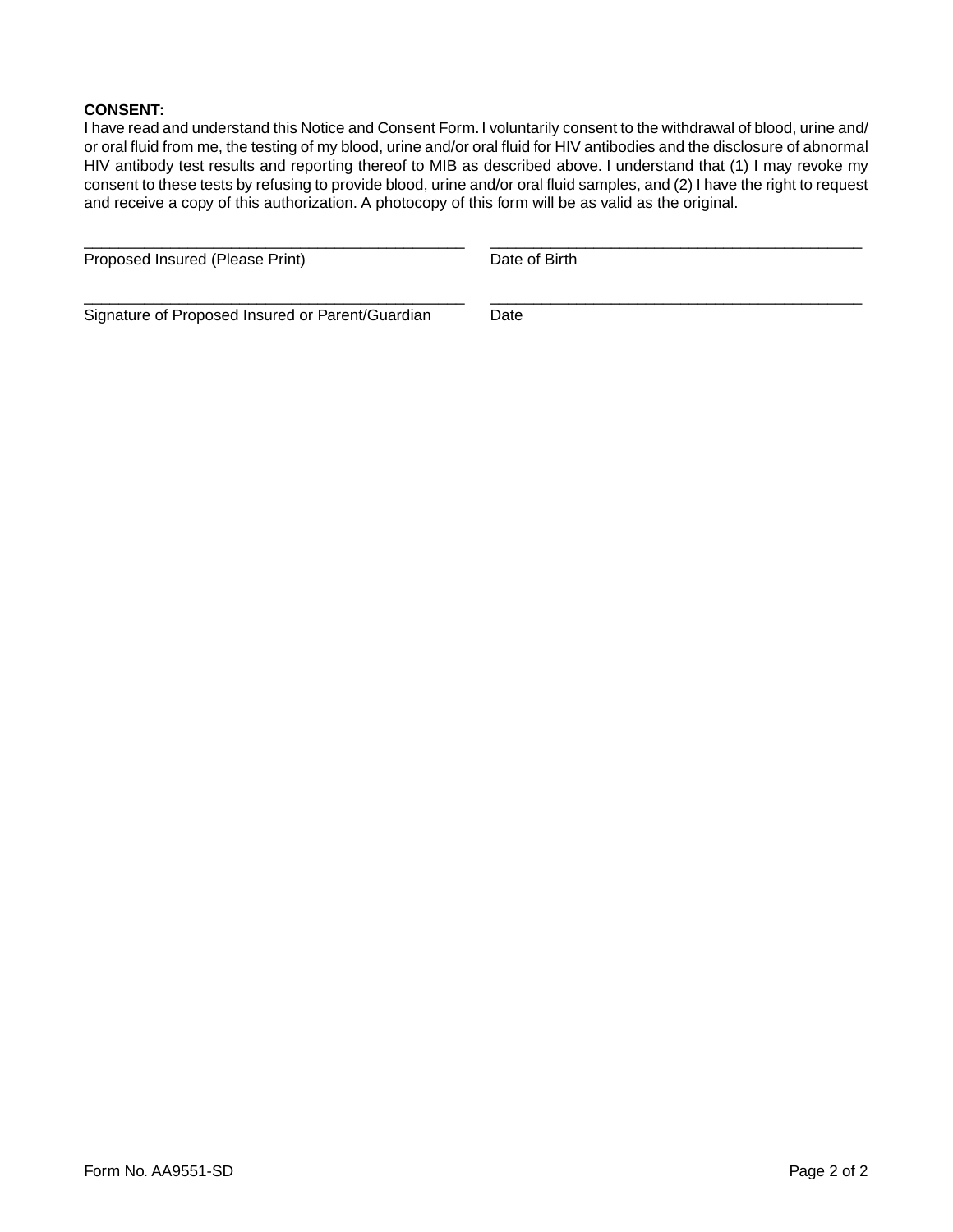**CONSENT:**

I have read and understand this Notice and Consent Form. I voluntarily consent to the withdrawal of blood, urine and/or oral fluid from me, the testing of my blood, urine and/or oral fluid for HIV antibodies and the disclosure of abnormal HIV antibody test results and reporting thereof to MIB as described above. I understand that (1) I may revoke my consent to these tests by refusing to provide blood, urine and/or oral fluid samples, and (2) I have the right to request and receive a copy of this authorization. A photocopy of this form will be as valid as the original.

| | |
|---|---|
| ____________________________________________ | ____________________________________________ |
| Proposed Insured (Please Print) | Date of Birth |
| ____________________________________________ | ____________________________________________ |
| Signature of Proposed Insured or Parent/Guardian | Date |

Form No. AA9551-SD